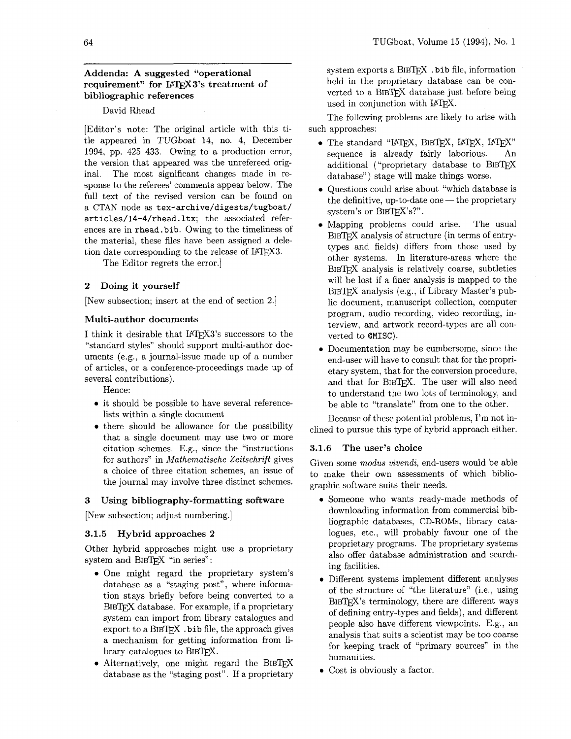## Addenda: A suggested "operational requirement" for LaTeX3's treatment of bibliographic references

David Rhead

[Editor's note: The original article with this title appeared in *TUGboat* 14, no. 4, December 1994, pp. 425–433. Owing to a production error, the version that appeared was the unrefereed original. The most significant changes made in response to the referees' comments appear below. The full text of the revised version can be found on a CTAN node as `tex-archive/digests/tugboat/articles/14-4/rhead.ltx`; the associated references are in `rhead.bib`. Owing to the timeliness of the material, these files have been assigned a deletion date corresponding to the release of LaTeX3.

The Editor regrets the error.]

## 2 Doing it yourself

[New subsection; insert at the end of section 2.]

### Multi-author documents

I think it desirable that LaTeX3's successors to the "standard styles" should support multi-author documents (e.g., a journal-issue made up of a number of articles, or a conference-proceedings made up of several contributions).

Hence:

- it should be possible to have several reference-lists within a single document
- there should be allowance for the possibility that a single document may use two or more citation schemes. E.g., since the "instructions for authors" in *Mathematische Zeitschrift* gives a choice of three citation schemes, an issue of the journal may involve three distinct schemes.

## 3 Using bibliography-formatting software

[New subsection; adjust numbering.]

### 3.1.5 Hybrid approaches 2

Other hybrid approaches might use a proprietary system and BibTeX "in series":

- One might regard the proprietary system's database as a "staging post", where information stays briefly before being converted to a BibTeX database. For example, if a proprietary system can import from library catalogues and export to a BibTeX `.bib` file, the approach gives a mechanism for getting information from library catalogues to BibTeX.
- Alternatively, one might regard the BibTeX database as the "staging post". If a proprietary system exports a BibTeX `.bib` file, information held in the proprietary database can be converted to a BibTeX database just before being used in conjunction with LaTeX.

The following problems are likely to arise with such approaches:

- The standard "LaTeX, BibTeX, LaTeX, LaTeX" sequence is already fairly laborious. An additional ("proprietary database to BibTeX database") stage will make things worse.
- Questions could arise about "which database is the definitive, up-to-date one — the proprietary system's or BibTeX's?".
- Mapping problems could arise. The usual BibTeX analysis of structure (in terms of entry-types and fields) differs from those used by other systems. In literature-areas where the BibTeX analysis is relatively coarse, subtleties will be lost if a finer analysis is mapped to the BibTeX analysis (e.g., if Library Master's public document, manuscript collection, computer program, audio recording, video recording, interview, and artwork record-types are all converted to `@MISC`).
- Documentation may be cumbersome, since the end-user will have to consult that for the proprietary system, that for the conversion procedure, and that for BibTeX. The user will also need to understand the two lots of terminology, and be able to "translate" from one to the other.

Because of these potential problems, I'm not inclined to pursue this type of hybrid approach either.

### 3.1.6 The user's choice

Given some *modus vivendi*, end-users would be able to make their own assessments of which bibliographic software suits their needs.

- Someone who wants ready-made methods of downloading information from commercial bibliographic databases, CD-ROMs, library catalogues, etc., will probably favour one of the proprietary programs. The proprietary systems also offer database administration and searching facilities.
- Different systems implement different analyses of the structure of "the literature" (i.e., using BibTeX's terminology, there are different ways of defining entry-types and fields), and different people also have different viewpoints. E.g., an analysis that suits a scientist may be too coarse for keeping track of "primary sources" in the humanities.
- Cost is obviously a factor.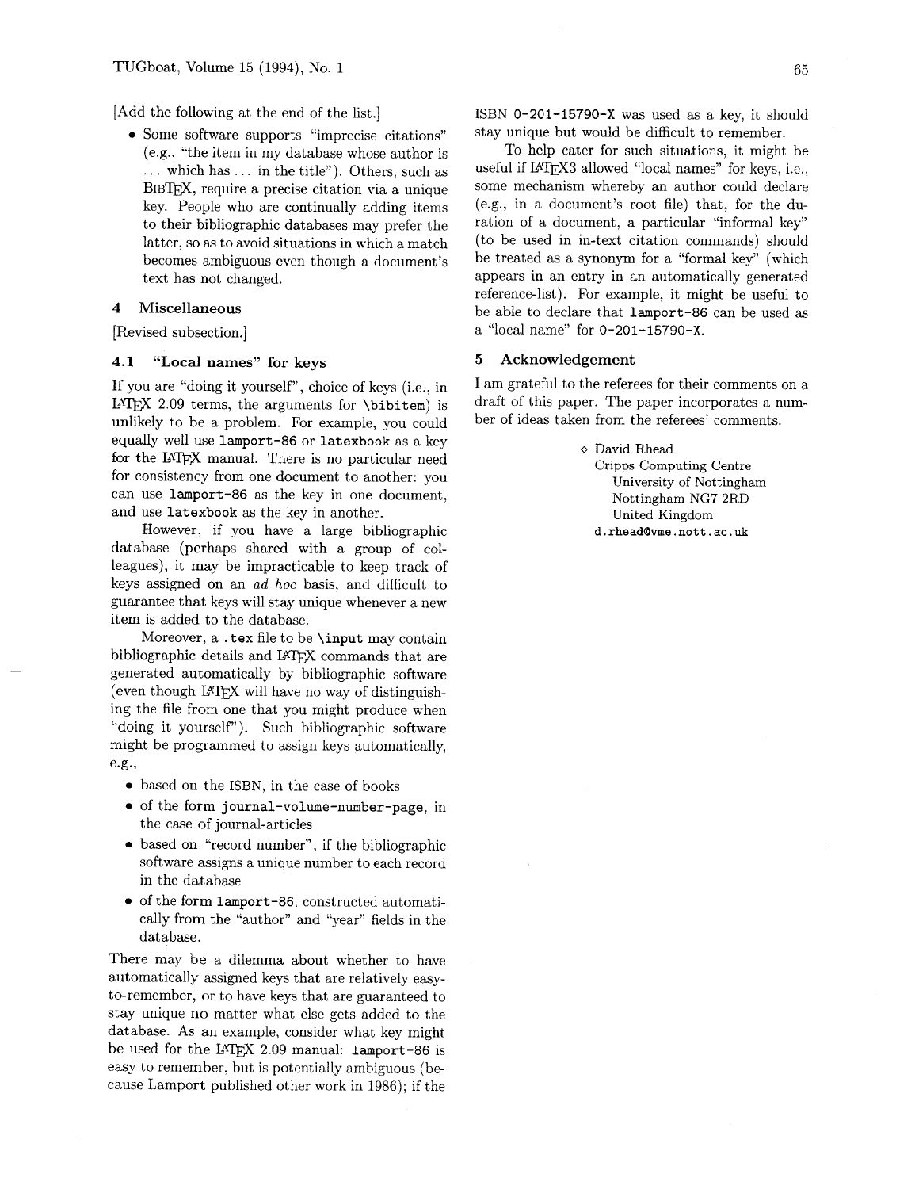[Add the following at the end of the list.]

- Some software supports "imprecise citations" (e.g., "the item in my database whose author is ... which has ... in the title"). Others, such as BibTeX, require a precise citation via a unique key. People who are continually adding items to their bibliographic databases may prefer the latter, so as to avoid situations in which a match becomes ambiguous even though a document's text has not changed.

## 4 Miscellaneous

[Revised subsection.]

### 4.1 "Local names" for keys

If you are "doing it yourself", choice of keys (i.e., in LaTeX 2.09 terms, the arguments for `\bibitem`) is unlikely to be a problem. For example, you could equally well use `lamport-86` or `latexbook` as a key for the LaTeX manual. There is no particular need for consistency from one document to another: you can use `lamport-86` as the key in one document, and use `latexbook` as the key in another.

However, if you have a large bibliographic database (perhaps shared with a group of colleagues), it may be impracticable to keep track of keys assigned on an *ad hoc* basis, and difficult to guarantee that keys will stay unique whenever a new item is added to the database.

Moreover, a `.tex` file to be `\input` may contain bibliographic details and LaTeX commands that are generated automatically by bibliographic software (even though LaTeX will have no way of distinguishing the file from one that you might produce when "doing it yourself"). Such bibliographic software might be programmed to assign keys automatically, e.g.,

- based on the ISBN, in the case of books
- of the form `journal-volume-number-page`, in the case of journal-articles
- based on "record number", if the bibliographic software assigns a unique number to each record in the database
- of the form `lamport-86`, constructed automatically from the "author" and "year" fields in the database.

There may be a dilemma about whether to have automatically assigned keys that are relatively easy-to-remember, or to have keys that are guaranteed to stay unique no matter what else gets added to the database. As an example, consider what key might be used for the LaTeX 2.09 manual: `lamport-86` is easy to remember, but is potentially ambiguous (because Lamport published other work in 1986); if the ISBN `0-201-15790-X` was used as a key, it should stay unique but would be difficult to remember.

To help cater for such situations, it might be useful if LaTeX3 allowed "local names" for keys, i.e., some mechanism whereby an author could declare (e.g., in a document's root file) that, for the duration of a document, a particular "informal key" (to be used in in-text citation commands) should be treated as a synonym for a "formal key" (which appears in an entry in an automatically generated reference-list). For example, it might be useful to be able to declare that `lamport-86` can be used as a "local name" for `0-201-15790-X`.

## 5 Acknowledgement

I am grateful to the referees for their comments on a draft of this paper. The paper incorporates a number of ideas taken from the referees' comments.

◇ David Rhead
Cripps Computing Centre
University of Nottingham
Nottingham NG7 2RD
United Kingdom
`d.rhead@vme.nott.ac.uk`